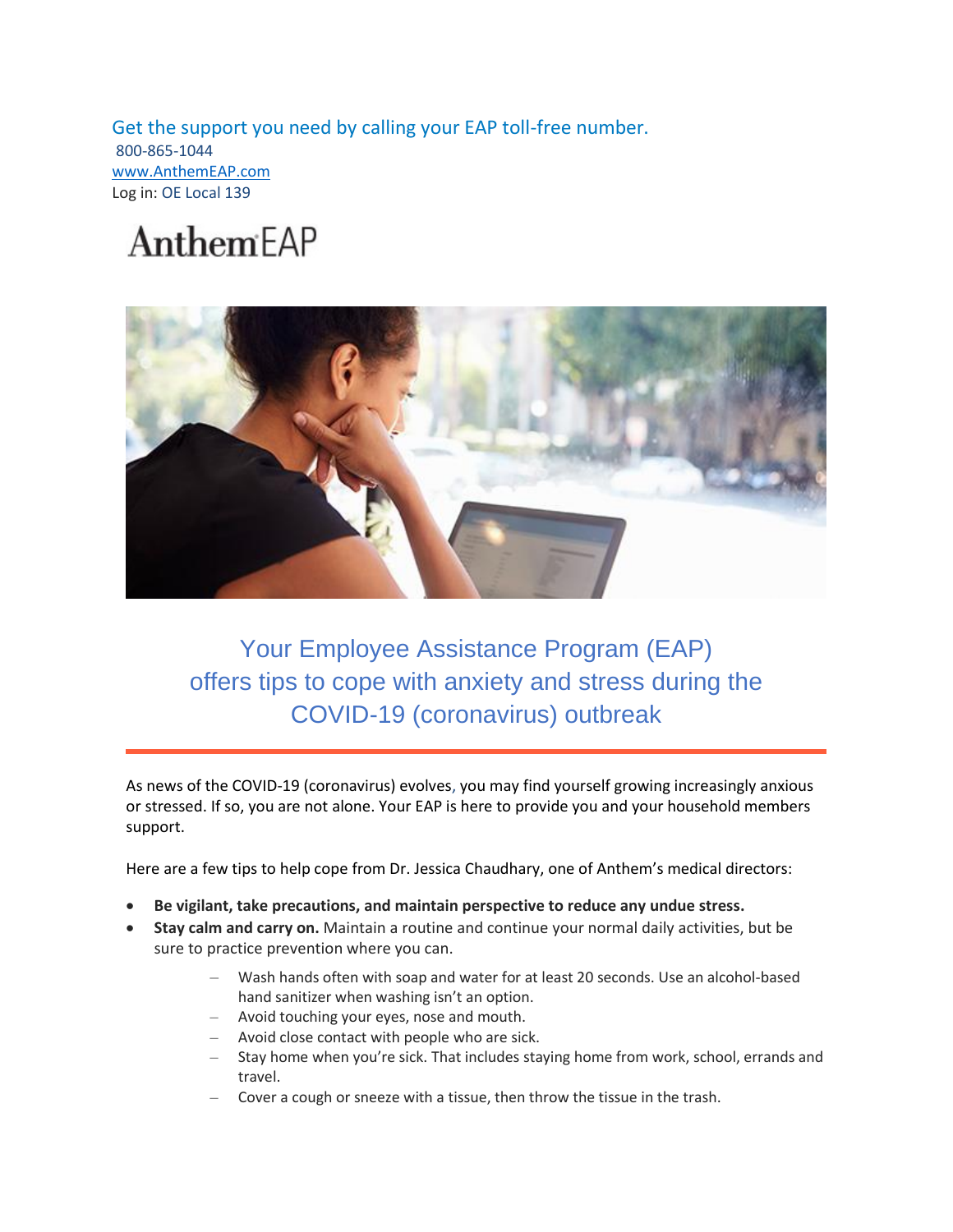Get the support you need by calling your EAP toll-free number.

800-865-1044

www.AnthemEAP.com

Log in: OE Local 139

AnthemEAP

# Your Employee Assistance Program (EAP) offers tips to cope with anxiety and stress during the COVID-19 (coronavirus) outbreak

As news of the COVID-19 (coronavirus) evolves, you may find yourself growing increasingly anxious or stressed. If so, you are not alone. Your EAP is here to provide you and your household members support.

Here are a few tips to help cope from Dr. Jessica Chaudhary, one of Anthem's medical directors:

- **Be vigilant, take precautions, and maintain perspective to reduce any undue stress.**
- **Stay calm and carry on.** Maintain a routine and continue your normal daily activities, but be sure to practice prevention where you can.
  - Wash hands often with soap and water for at least 20 seconds. Use an alcohol-based hand sanitizer when washing isn't an option.
  - Avoid touching your eyes, nose and mouth.
  - Avoid close contact with people who are sick.
  - Stay home when you're sick. That includes staying home from work, school, errands and travel.
  - Cover a cough or sneeze with a tissue, then throw the tissue in the trash.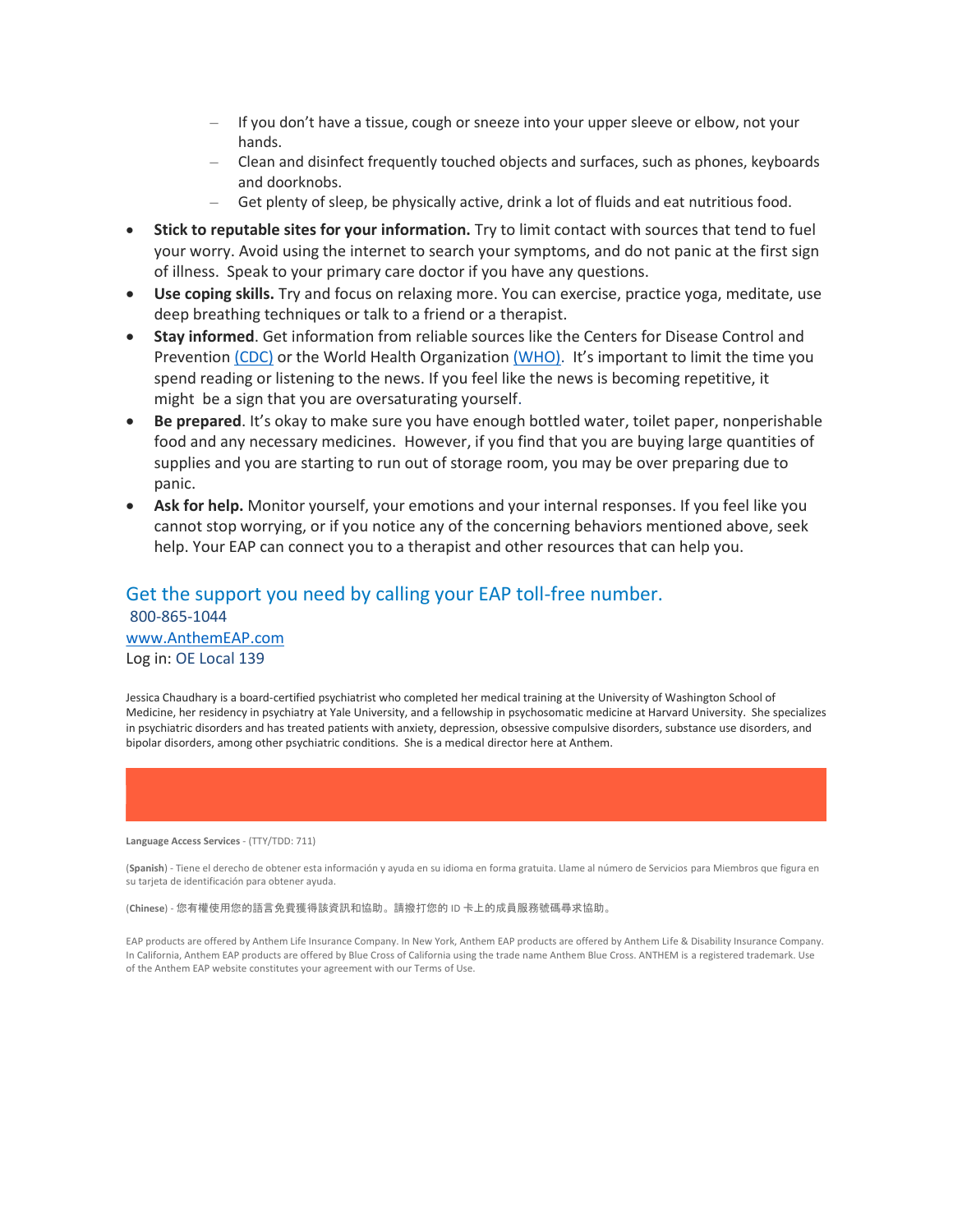- If you don't have a tissue, cough or sneeze into your upper sleeve or elbow, not your hands.
  - Clean and disinfect frequently touched objects and surfaces, such as phones, keyboards and doorknobs.
  - Get plenty of sleep, be physically active, drink a lot of fluids and eat nutritious food.

- **Stick to reputable sites for your information.** Try to limit contact with sources that tend to fuel your worry. Avoid using the internet to search your symptoms, and do not panic at the first sign of illness. Speak to your primary care doctor if you have any questions.
- **Use coping skills.** Try and focus on relaxing more. You can exercise, practice yoga, meditate, use deep breathing techniques or talk to a friend or a therapist.
- **Stay informed**. Get information from reliable sources like the Centers for Disease Control and Prevention (CDC) or the World Health Organization (WHO). It's important to limit the time you spend reading or listening to the news. If you feel like the news is becoming repetitive, it might be a sign that you are oversaturating yourself.
- **Be prepared**. It's okay to make sure you have enough bottled water, toilet paper, nonperishable food and any necessary medicines. However, if you find that you are buying large quantities of supplies and you are starting to run out of storage room, you may be over preparing due to panic.
- **Ask for help.** Monitor yourself, your emotions and your internal responses. If you feel like you cannot stop worrying, or if you notice any of the concerning behaviors mentioned above, seek help. Your EAP can connect you to a therapist and other resources that can help you.

## Get the support you need by calling your EAP toll-free number.

800-865-1044
www.AnthemEAP.com
Log in: OE Local 139

Jessica Chaudhary is a board-certified psychiatrist who completed her medical training at the University of Washington School of Medicine, her residency in psychiatry at Yale University, and a fellowship in psychosomatic medicine at Harvard University. She specializes in psychiatric disorders and has treated patients with anxiety, depression, obsessive compulsive disorders, substance use disorders, and bipolar disorders, among other psychiatric conditions. She is a medical director here at Anthem.

**Language Access Services** - (TTY/TDD: 711)

(**Spanish**) - Tiene el derecho de obtener esta información y ayuda en su idioma en forma gratuita. Llame al número de Servicios para Miembros que figura en su tarjeta de identificación para obtener ayuda.

(**Chinese**) - 您有權使用您的語言免費獲得該資訊和協助。請撥打您的 ID 卡上的成員服務號碼尋求協助。

EAP products are offered by Anthem Life Insurance Company. In New York, Anthem EAP products are offered by Anthem Life & Disability Insurance Company. In California, Anthem EAP products are offered by Blue Cross of California using the trade name Anthem Blue Cross. ANTHEM is a registered trademark. Use of the Anthem EAP website constitutes your agreement with our Terms of Use.